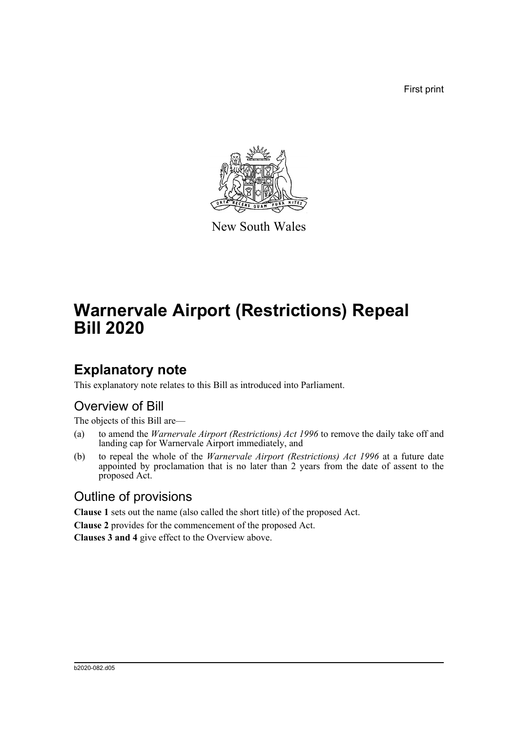First print

New South Wales

# Warnervale Airport (Restrictions) Repeal Bill 2020

## Explanatory note

This explanatory note relates to this Bill as introduced into Parliament.

### Overview of Bill

The objects of this Bill are—

(a) to amend the *Warnervale Airport (Restrictions) Act 1996* to remove the daily take off and landing cap for Warnervale Airport immediately, and

(b) to repeal the whole of the *Warnervale Airport (Restrictions) Act 1996* at a future date appointed by proclamation that is no later than 2 years from the date of assent to the proposed Act.

### Outline of provisions

**Clause 1** sets out the name (also called the short title) of the proposed Act.

**Clause 2** provides for the commencement of the proposed Act.

**Clauses 3 and 4** give effect to the Overview above.

b2020-082.d05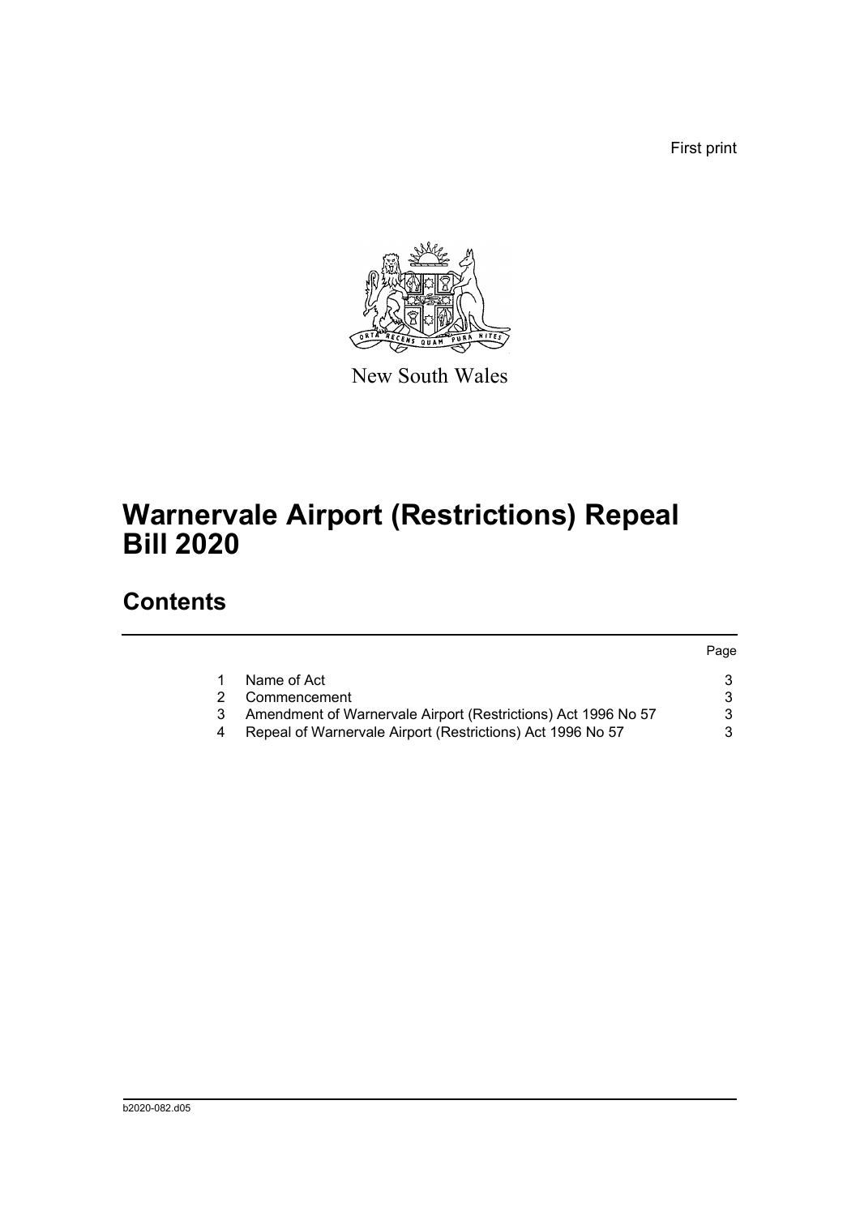First print

New South Wales

# Warnervale Airport (Restrictions) Repeal Bill 2020

## Contents

| | | Page |
|---|---|---|
| 1 | Name of Act | 3 |
| 2 | Commencement | 3 |
| 3 | Amendment of Warnervale Airport (Restrictions) Act 1996 No 57 | 3 |
| 4 | Repeal of Warnervale Airport (Restrictions) Act 1996 No 57 | 3 |

b2020-082.d05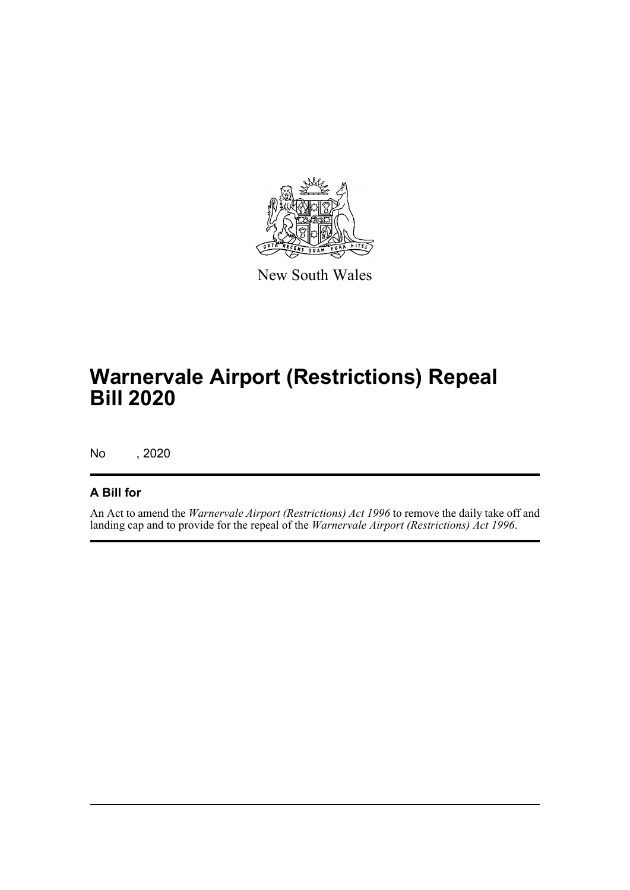New South Wales

# Warnervale Airport (Restrictions) Repeal Bill 2020

No , 2020

## A Bill for

An Act to amend the *Warnervale Airport (Restrictions) Act 1996* to remove the daily take off and landing cap and to provide for the repeal of the *Warnervale Airport (Restrictions) Act 1996*.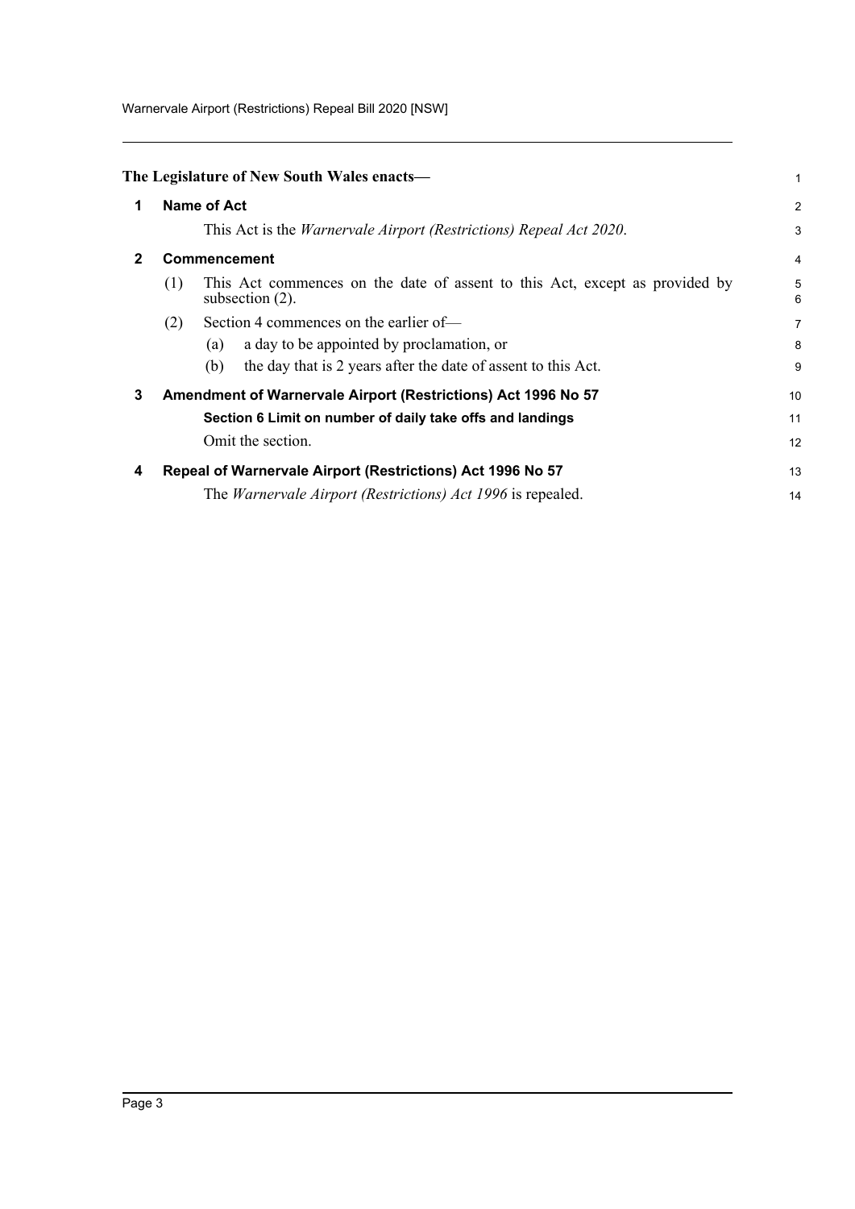**The Legislature of New South Wales enacts—**

## 1 Name of Act

This Act is the *Warnervale Airport (Restrictions) Repeal Act 2020*.

## 2 Commencement

(1) This Act commences on the date of assent to this Act, except as provided by subsection (2).

(2) Section 4 commences on the earlier of—

(a) a day to be appointed by proclamation, or

(b) the day that is 2 years after the date of assent to this Act.

## 3 Amendment of Warnervale Airport (Restrictions) Act 1996 No 57

**Section 6 Limit on number of daily take offs and landings**

Omit the section.

## 4 Repeal of Warnervale Airport (Restrictions) Act 1996 No 57

The *Warnervale Airport (Restrictions) Act 1996* is repealed.